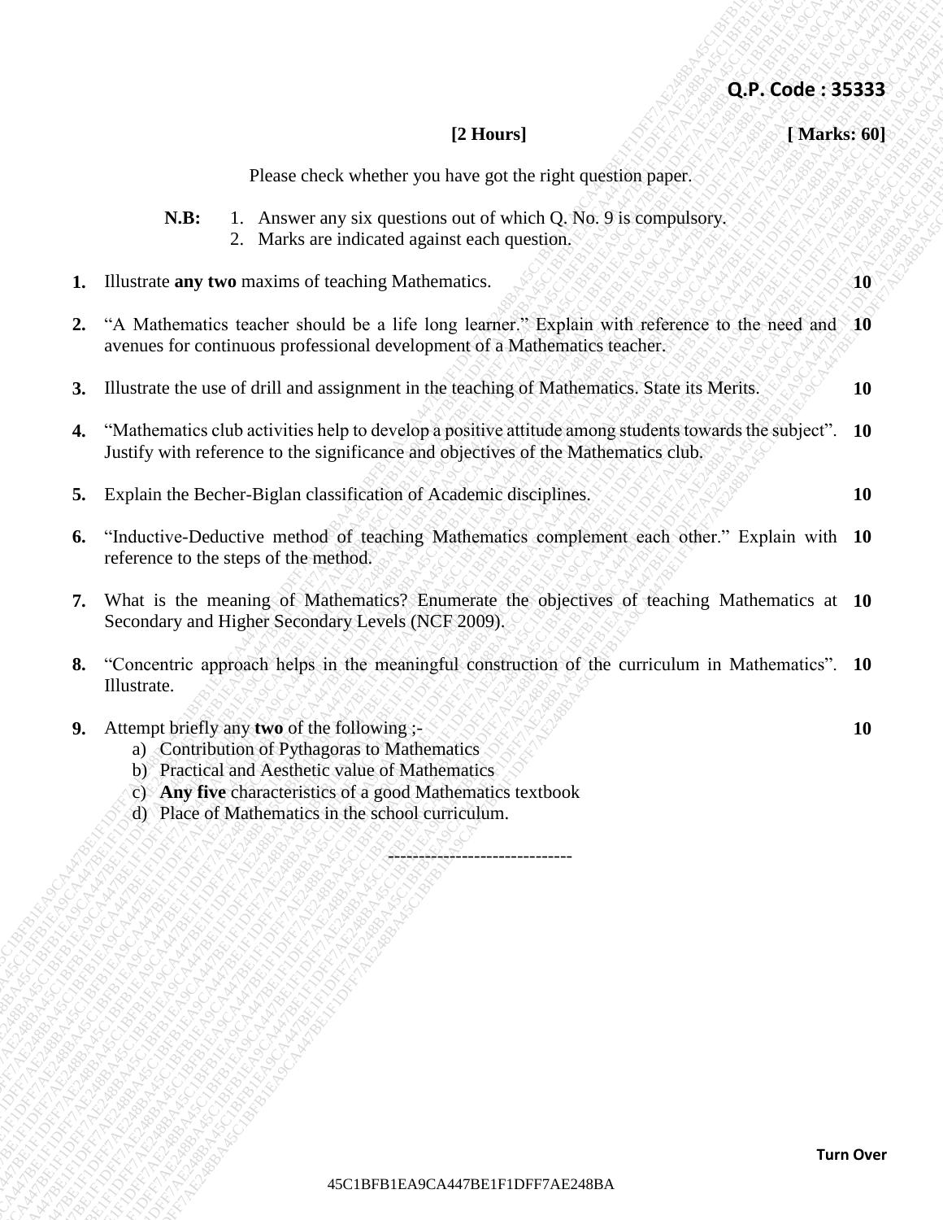**Q.P. Code : 35333**

**[2 Hours]** **[ Marks: 60]**

Please check whether you have got the right question paper.

**N.B:**
1. Answer any six questions out of which Q. No. 9 is compulsory.
2. Marks are indicated against each question.

**1.** Illustrate **any two** maxims of teaching Mathematics. **10**

**2.** "A Mathematics teacher should be a life long learner." Explain with reference to the need and avenues for continuous professional development of a Mathematics teacher. **10**

**3.** Illustrate the use of drill and assignment in the teaching of Mathematics. State its Merits. **10**

**4.** "Mathematics club activities help to develop a positive attitude among students towards the subject". Justify with reference to the significance and objectives of the Mathematics club. **10**

**5.** Explain the Becher-Biglan classification of Academic disciplines. **10**

**6.** "Inductive-Deductive method of teaching Mathematics complement each other." Explain with reference to the steps of the method. **10**

**7.** What is the meaning of Mathematics? Enumerate the objectives of teaching Mathematics at Secondary and Higher Secondary Levels (NCF 2009). **10**

**8.** "Concentric approach helps in the meaningful construction of the curriculum in Mathematics". Illustrate. **10**

**9.** Attempt briefly any **two** of the following ;- **10**

a) Contribution of Pythagoras to Mathematics
b) Practical and Aesthetic value of Mathematics
c) **Any five** characteristics of a good Mathematics textbook
d) Place of Mathematics in the school curriculum.

------------------------------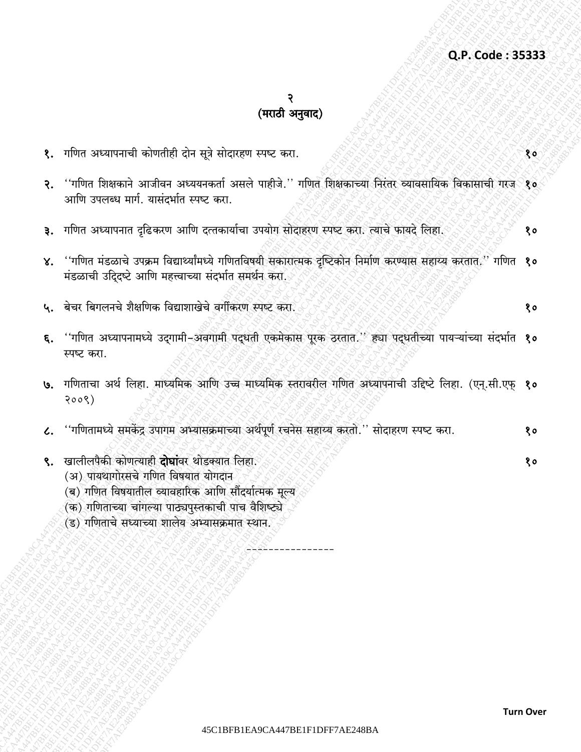Q.P. Code : 35333

## (मराठी अनुवाद)

१. गणित अध्यापनाची कोणतीही दोन सूत्रे सोदाहरण स्पष्ट करा. १०

२. ''गणित शिक्षकाने आजीवन अध्ययनकर्ता असले पाहीजे.'' गणित शिक्षकाच्या निरंतर व्यावसायिक विकासाची गरज आणि उपलब्ध मार्ग. यासंदर्भात स्पष्ट करा. १०

३. गणित अध्यापनात दृढिकरण आणि दत्तकार्याचा उपयोग सोदाहरण स्पष्ट करा. त्याचे फायदे लिहा. १०

४. ''गणित मंडळाचे उपक्रम विद्यार्थ्यांमध्ये गणितविषयी सकारात्मक दृष्टिकोन निर्माण करण्यास सहाय्य करतात.'' गणित मंडळाची उद्दिष्टे आणि महत्त्वाच्या संदर्भात समर्थन करा. १०

५. बेचर बिगलनचे शैक्षणिक विद्याशाखेचे वर्गीकरण स्पष्ट करा. १०

६. ''गणित अध्यापनामध्ये उद्गामी-अवगामी पद्धती एकमेकास पूरक ठरतात.'' ह्या पद्धतीच्या पायऱ्यांच्या संदर्भात स्पष्ट करा. १०

७. गणिताचा अर्थ लिहा. माध्यमिक आणि उच्च माध्यमिक स्तरावरील गणित अध्यापनाची उद्दिष्टे लिहा. (एन्.सी.एफ् २००९) १०

८. ''गणितामध्ये समकेंद्र उपागम अभ्यासक्रमाच्या अर्थपूर्ण रचनेस सहाय्य करतो.'' सोदाहरण स्पष्ट करा. १०

९. खालीलपैकी कोणत्याही **दोघां**वर थोडक्यात लिहा. १०
   (अ) पायथागोरसचे गणित विषयात योगदान
   (ब) गणित विषयातील व्यावहारिक आणि सौंदर्यात्मक मूल्य
   (क) गणिताच्या चांगल्या पाठ्यपुस्तकाची पाच वैशिष्ट्ये
   (ड) गणिताचे सध्याच्या शालेय अभ्यासक्रमात स्थान.

---------------

Turn Over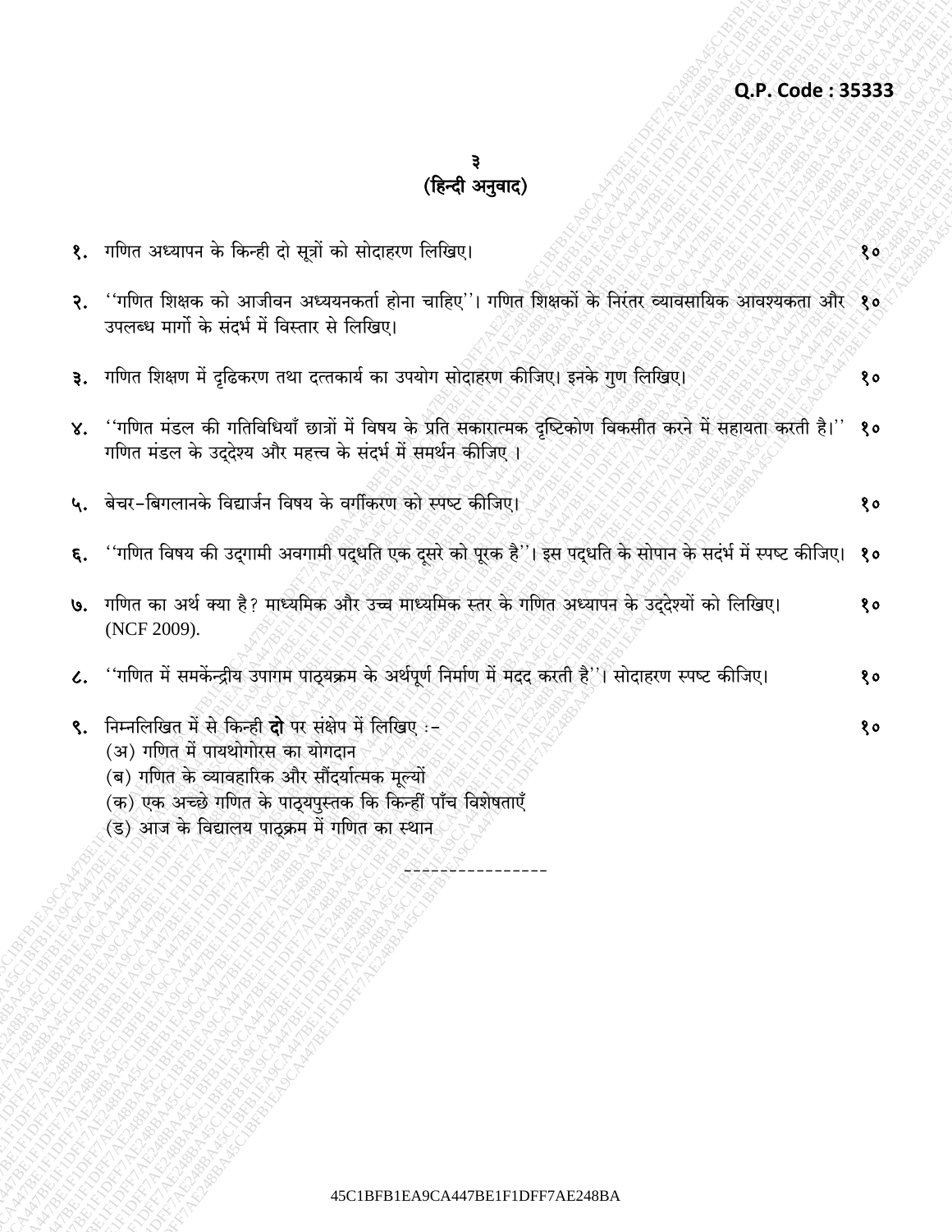Q.P. Code : 35333

## (हिन्दी अनुवाद)

१. गणित अध्यापन के किन्ही दो सूत्रों को सोदाहरण लिखिए। १०

२. ''गणित शिक्षक को आजीवन अध्ययनकर्ता होना चाहिए''। गणित शिक्षकों के निरंतर व्यावसायिक आवश्यकता और उपलब्ध मार्गो के संदर्भ में विस्तार से लिखिए। १०

३. गणित शिक्षण में दृढिकरण तथा दत्तकार्य का उपयोग सोदाहरण कीजिए। इनके गुण लिखिए। १०

४. ''गणित मंडल की गतिविधियाँ छात्रों में विषय के प्रति सकारात्मक दृष्टिकोण विकसीत करने में सहायता करती है।'' गणित मंडल के उद्देश्य और महत्त्व के संदर्भ में समर्थन कीजिए । १०

५. बेचर-बिगलानके विद्यार्जन विषय के वर्गीकरण को स्पष्ट कीजिए। १०

६. ''गणित विषय की उद्गामी अवगामी पद्धति एक दूसरे को पूरक है''। इस पद्धति के सोपान के सदंर्भ में स्पष्ट कीजिए। १०

७. गणित का अर्थ क्या है? माध्यमिक और उच्च माध्यमिक स्तर के गणित अध्यापन के उद्देश्यों को लिखिए। (NCF 2009). १०

८. ''गणित में समकेंन्द्रीय उपागम पाठ्यक्रम के अर्थपूर्ण निर्माण में मदद करती है''। सोदाहरण स्पष्ट कीजिए। १०

९. निम्नलिखित में से किन्ही **दो** पर संक्षेप में लिखिए :- १०
   (अ) गणित में पायथोगोरस का योगदान
   (ब) गणित के व्यावहारिक और सौंदर्यात्मक मूल्यों
   (क) एक अच्छे गणित के पाठ्यपुस्तक कि किन्हीं पाँच विशेषताएँ
   (ड) आज के विद्यालय पाठ्क्रम में गणित का स्थान

----------------